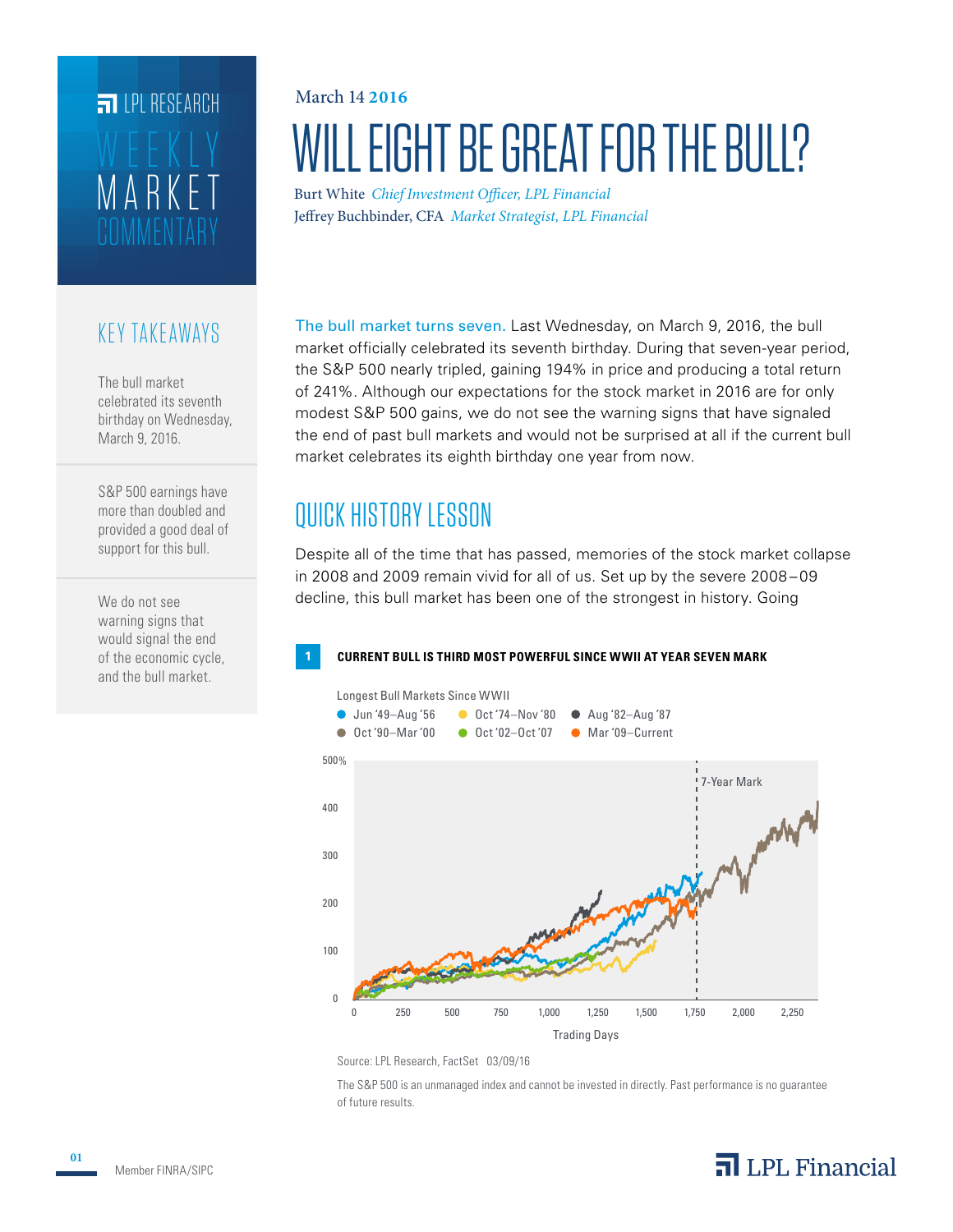LPL RESEARCH

WEEKLY MARKET COMMENTARY

March 14 2016

# WILL EIGHT BE GREAT FOR THE BULL?

Burt White *Chief Investment Officer, LPL Financial*
Jeffrey Buchbinder, CFA *Market Strategist, LPL Financial*

## KEY TAKEAWAYS

The bull market celebrated its seventh birthday on Wednesday, March 9, 2016.

S&P 500 earnings have more than doubled and provided a good deal of support for this bull.

We do not see warning signs that would signal the end of the economic cycle, and the bull market.

**The bull market turns seven.** Last Wednesday, on March 9, 2016, the bull market officially celebrated its seventh birthday. During that seven-year period, the S&P 500 nearly tripled, gaining 194% in price and producing a total return of 241%. Although our expectations for the stock market in 2016 are for only modest S&P 500 gains, we do not see the warning signs that have signaled the end of past bull markets and would not be surprised at all if the current bull market celebrates its eighth birthday one year from now.

## QUICK HISTORY LESSON

Despite all of the time that has passed, memories of the stock market collapse in 2008 and 2009 remain vivid for all of us. Set up by the severe 2008–09 decline, this bull market has been one of the strongest in history. Going

**1 CURRENT BULL IS THIRD MOST POWERFUL SINCE WWII AT YEAR SEVEN MARK**

Longest Bull Markets Since WWII

Legend: Jun '49–Aug '56; Oct '74–Nov '80; Aug '82–Aug '87; Oct '90–Mar '00; Oct '02–Oct '07; Mar '09–Current

Y-axis: 0 to 500%; X-axis: Trading Days (0 to 2,250); 7-Year Mark

Source: LPL Research, FactSet 03/09/16

The S&P 500 is an unmanaged index and cannot be invested in directly. Past performance is no guarantee of future results.

Member FINRA/SIPC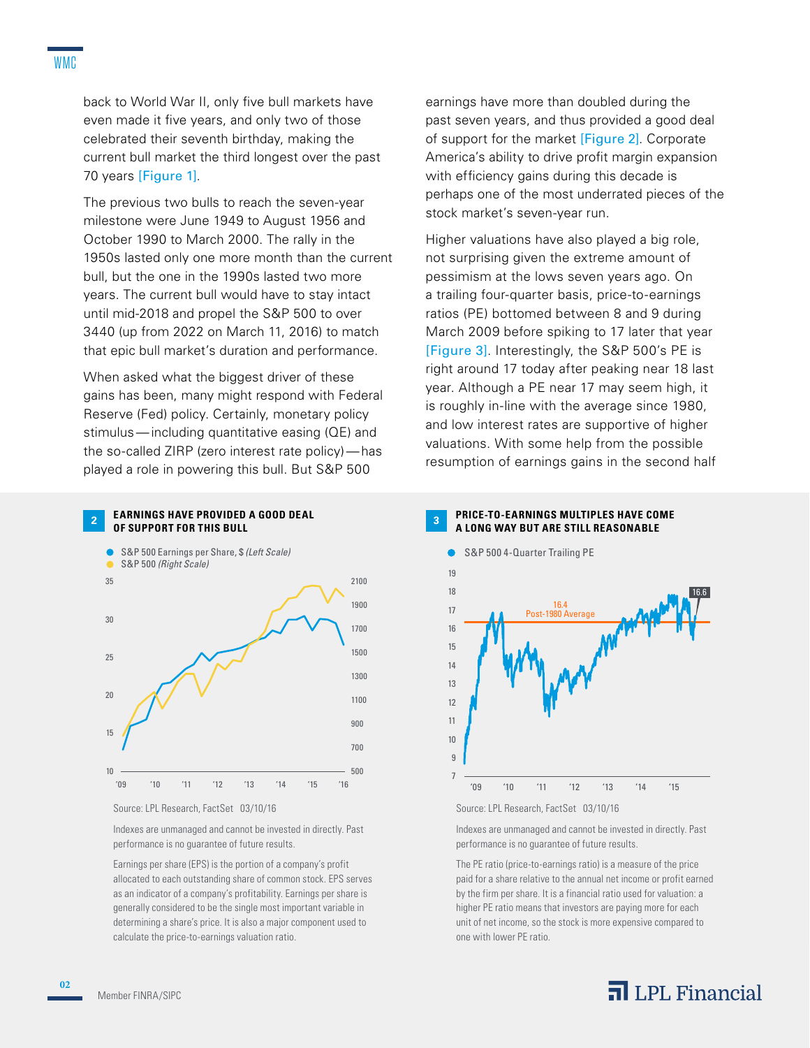back to World War II, only five bull markets have even made it five years, and only two of those celebrated their seventh birthday, making the current bull market the third longest over the past 70 years [Figure 1].

The previous two bulls to reach the seven-year milestone were June 1949 to August 1956 and October 1990 to March 2000. The rally in the 1950s lasted only one more month than the current bull, but the one in the 1990s lasted two more years. The current bull would have to stay intact until mid-2018 and propel the S&P 500 to over 3440 (up from 2022 on March 11, 2016) to match that epic bull market's duration and performance.

When asked what the biggest driver of these gains has been, many might respond with Federal Reserve (Fed) policy. Certainly, monetary policy stimulus—including quantitative easing (QE) and the so-called ZIRP (zero interest rate policy)—has played a role in powering this bull. But S&P 500 earnings have more than doubled during the past seven years, and thus provided a good deal of support for the market [Figure 2]. Corporate America's ability to drive profit margin expansion with efficiency gains during this decade is perhaps one of the most underrated pieces of the stock market's seven-year run.

Higher valuations have also played a big role, not surprising given the extreme amount of pessimism at the lows seven years ago. On a trailing four-quarter basis, price-to-earnings ratios (PE) bottomed between 8 and 9 during March 2009 before spiking to 17 later that year [Figure 3]. Interestingly, the S&P 500's PE is right around 17 today after peaking near 18 last year. Although a PE near 17 may seem high, it is roughly in-line with the average since 1980, and low interest rates are supportive of higher valuations. With some help from the possible resumption of earnings gains in the second half

**2 EARNINGS HAVE PROVIDED A GOOD DEAL OF SUPPORT FOR THIS BULL**

- S&P 500 Earnings per Share, $ *(Left Scale)*
- S&P 500 *(Right Scale)*

Source: LPL Research, FactSet 03/10/16

Indexes are unmanaged and cannot be invested in directly. Past performance is no guarantee of future results.

Earnings per share (EPS) is the portion of a company's profit allocated to each outstanding share of common stock. EPS serves as an indicator of a company's profitability. Earnings per share is generally considered to be the single most important variable in determining a share's price. It is also a major component used to calculate the price-to-earnings valuation ratio.

**3 PRICE-TO-EARNINGS MULTIPLES HAVE COME A LONG WAY BUT ARE STILL REASONABLE**

- S&P 500 4-Quarter Trailing PE

16.4 Post-1980 Average

16.6

Source: LPL Research, FactSet 03/10/16

Indexes are unmanaged and cannot be invested in directly. Past performance is no guarantee of future results.

The PE ratio (price-to-earnings ratio) is a measure of the price paid for a share relative to the annual net income or profit earned by the firm per share. It is a financial ratio used for valuation: a higher PE ratio means that investors are paying more for each unit of net income, so the stock is more expensive compared to one with lower PE ratio.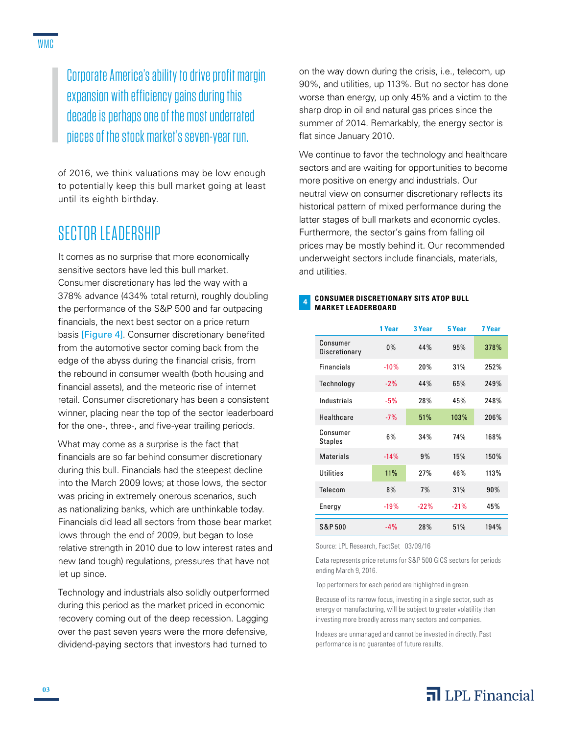> Corporate America's ability to drive profit margin expansion with efficiency gains during this decade is perhaps one of the most underrated pieces of the stock market's seven-year run.

of 2016, we think valuations may be low enough to potentially keep this bull market going at least until its eighth birthday.

## SECTOR LEADERSHIP

It comes as no surprise that more economically sensitive sectors have led this bull market. Consumer discretionary has led the way with a 378% advance (434% total return), roughly doubling the performance of the S&P 500 and far outpacing financials, the next best sector on a price return basis [Figure 4]. Consumer discretionary benefited from the automotive sector coming back from the edge of the abyss during the financial crisis, from the rebound in consumer wealth (both housing and financial assets), and the meteoric rise of internet retail. Consumer discretionary has been a consistent winner, placing near the top of the sector leaderboard for the one-, three-, and five-year trailing periods.

What may come as a surprise is the fact that financials are so far behind consumer discretionary during this bull. Financials had the steepest decline into the March 2009 lows; at those lows, the sector was pricing in extremely onerous scenarios, such as nationalizing banks, which are unthinkable today. Financials did lead all sectors from those bear market lows through the end of 2009, but began to lose relative strength in 2010 due to low interest rates and new (and tough) regulations, pressures that have not let up since.

Technology and industrials also solidly outperformed during this period as the market priced in economic recovery coming out of the deep recession. Lagging over the past seven years were the more defensive, dividend-paying sectors that investors had turned to on the way down during the crisis, i.e., telecom, up 90%, and utilities, up 113%. But no sector has done worse than energy, up only 45% and a victim to the sharp drop in oil and natural gas prices since the summer of 2014. Remarkably, the energy sector is flat since January 2010.

We continue to favor the technology and healthcare sectors and are waiting for opportunities to become more positive on energy and industrials. Our neutral view on consumer discretionary reflects its historical pattern of mixed performance during the latter stages of bull markets and economic cycles. Furthermore, the sector's gains from falling oil prices may be mostly behind it. Our recommended underweight sectors include financials, materials, and utilities.

**4 CONSUMER DISCRETIONARY SITS ATOP BULL MARKET LEADERBOARD**

| | 1 Year | 3 Year | 5 Year | 7 Year |
|---|---|---|---|---|
| Consumer Discretionary | 0% | 44% | 95% | 378% |
| Financials | -10% | 20% | 31% | 252% |
| Technology | -2% | 44% | 65% | 249% |
| Industrials | -5% | 28% | 45% | 248% |
| Healthcare | -7% | 51% | 103% | 206% |
| Consumer Staples | 6% | 34% | 74% | 168% |
| Materials | -14% | 9% | 15% | 150% |
| Utilities | 11% | 27% | 46% | 113% |
| Telecom | 8% | 7% | 31% | 90% |
| Energy | -19% | -22% | -21% | 45% |
| S&P 500 | -4% | 28% | 51% | 194% |

Source: LPL Research, FactSet 03/09/16

Data represents price returns for S&P 500 GICS sectors for periods ending March 9, 2016.

Top performers for each period are highlighted in green.

Because of its narrow focus, investing in a single sector, such as energy or manufacturing, will be subject to greater volatility than investing more broadly across many sectors and companies.

Indexes are unmanaged and cannot be invested in directly. Past performance is no guarantee of future results.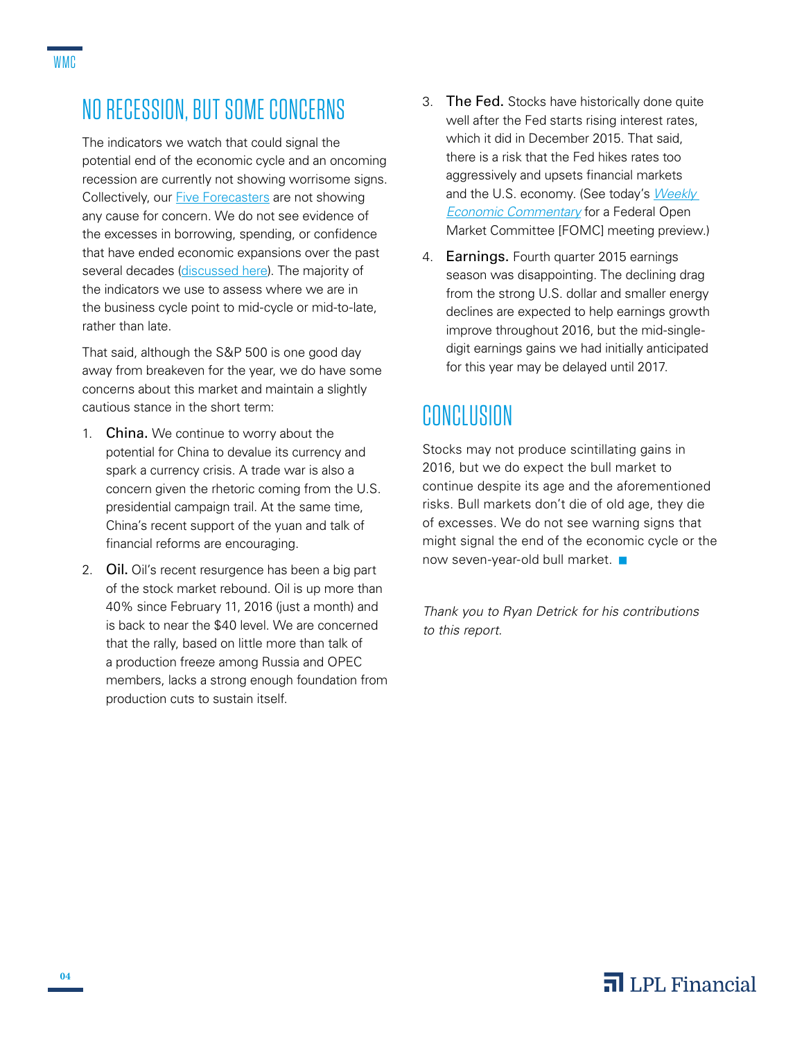## NO RECESSION, BUT SOME CONCERNS

The indicators we watch that could signal the potential end of the economic cycle and an oncoming recession are currently not showing worrisome signs. Collectively, our Five Forecasters are not showing any cause for concern. We do not see evidence of the excesses in borrowing, spending, or confidence that have ended economic expansions over the past several decades (discussed here). The majority of the indicators we use to assess where we are in the business cycle point to mid-cycle or mid-to-late, rather than late.

That said, although the S&P 500 is one good day away from breakeven for the year, we do have some concerns about this market and maintain a slightly cautious stance in the short term:

1. **China.** We continue to worry about the potential for China to devalue its currency and spark a currency crisis. A trade war is also a concern given the rhetoric coming from the U.S. presidential campaign trail. At the same time, China's recent support of the yuan and talk of financial reforms are encouraging.
2. **Oil.** Oil's recent resurgence has been a big part of the stock market rebound. Oil is up more than 40% since February 11, 2016 (just a month) and is back to near the $40 level. We are concerned that the rally, based on little more than talk of a production freeze among Russia and OPEC members, lacks a strong enough foundation from production cuts to sustain itself.
3. **The Fed.** Stocks have historically done quite well after the Fed starts rising interest rates, which it did in December 2015. That said, there is a risk that the Fed hikes rates too aggressively and upsets financial markets and the U.S. economy. (See today's *Weekly Economic Commentary* for a Federal Open Market Committee [FOMC] meeting preview.)
4. **Earnings.** Fourth quarter 2015 earnings season was disappointing. The declining drag from the strong U.S. dollar and smaller energy declines are expected to help earnings growth improve throughout 2016, but the mid-single-digit earnings gains we had initially anticipated for this year may be delayed until 2017.

## CONCLUSION

Stocks may not produce scintillating gains in 2016, but we do expect the bull market to continue despite its age and the aforementioned risks. Bull markets don't die of old age, they die of excesses. We do not see warning signs that might signal the end of the economic cycle or the now seven-year-old bull market. ■

*Thank you to Ryan Detrick for his contributions to this report.*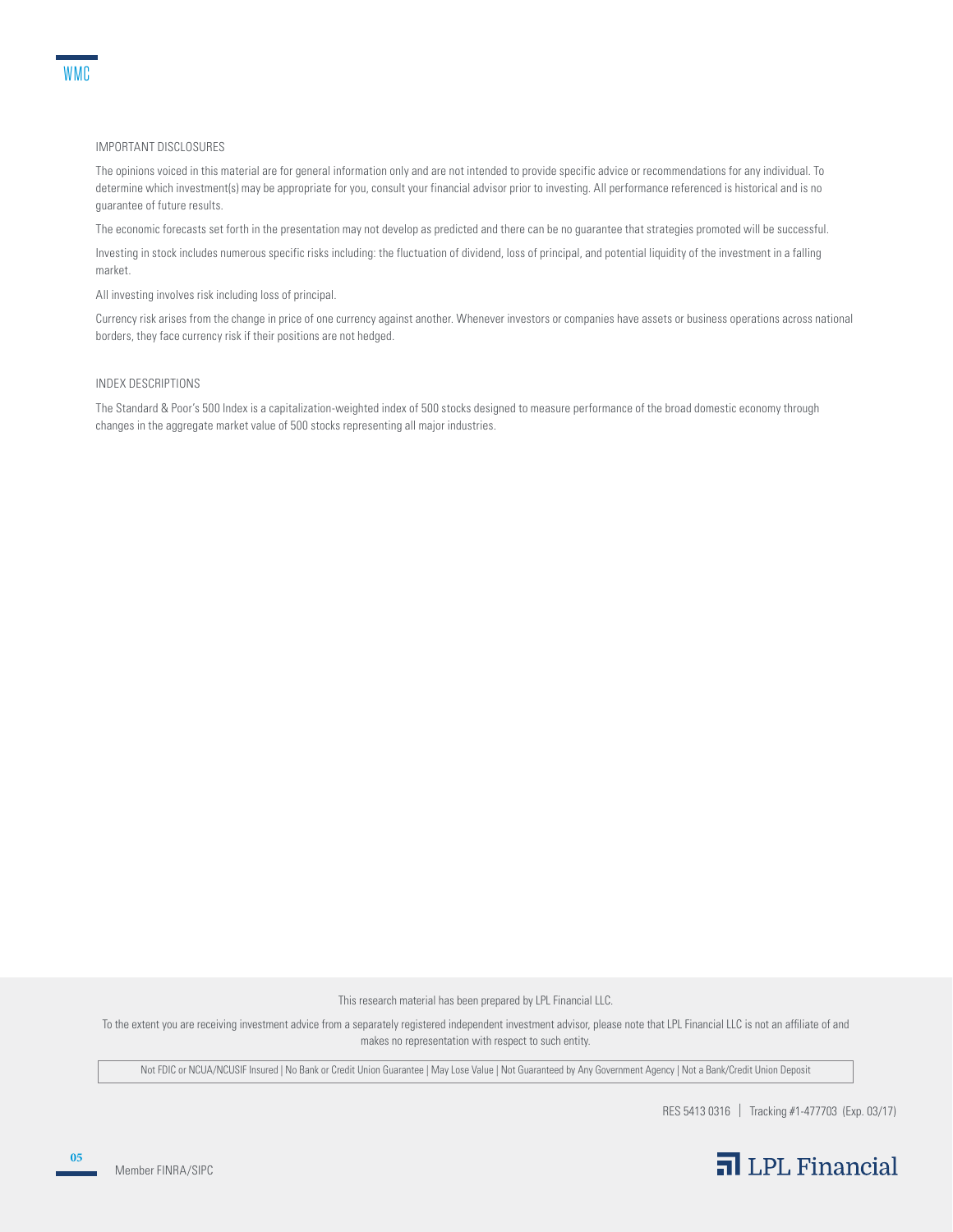## IMPORTANT DISCLOSURES

The opinions voiced in this material are for general information only and are not intended to provide specific advice or recommendations for any individual. To determine which investment(s) may be appropriate for you, consult your financial advisor prior to investing. All performance referenced is historical and is no guarantee of future results.

The economic forecasts set forth in the presentation may not develop as predicted and there can be no guarantee that strategies promoted will be successful.

Investing in stock includes numerous specific risks including: the fluctuation of dividend, loss of principal, and potential liquidity of the investment in a falling market.

All investing involves risk including loss of principal.

Currency risk arises from the change in price of one currency against another. Whenever investors or companies have assets or business operations across national borders, they face currency risk if their positions are not hedged.

## INDEX DESCRIPTIONS

The Standard & Poor's 500 Index is a capitalization-weighted index of 500 stocks designed to measure performance of the broad domestic economy through changes in the aggregate market value of 500 stocks representing all major industries.

This research material has been prepared by LPL Financial LLC.

To the extent you are receiving investment advice from a separately registered independent investment advisor, please note that LPL Financial LLC is not an affiliate of and makes no representation with respect to such entity.

Not FDIC or NCUA/NCUSIF Insured | No Bank or Credit Union Guarantee | May Lose Value | Not Guaranteed by Any Government Agency | Not a Bank/Credit Union Deposit

RES 5413 0316 | Tracking #1-477703 (Exp. 03/17)

Member FINRA/SIPC

LPL Financial